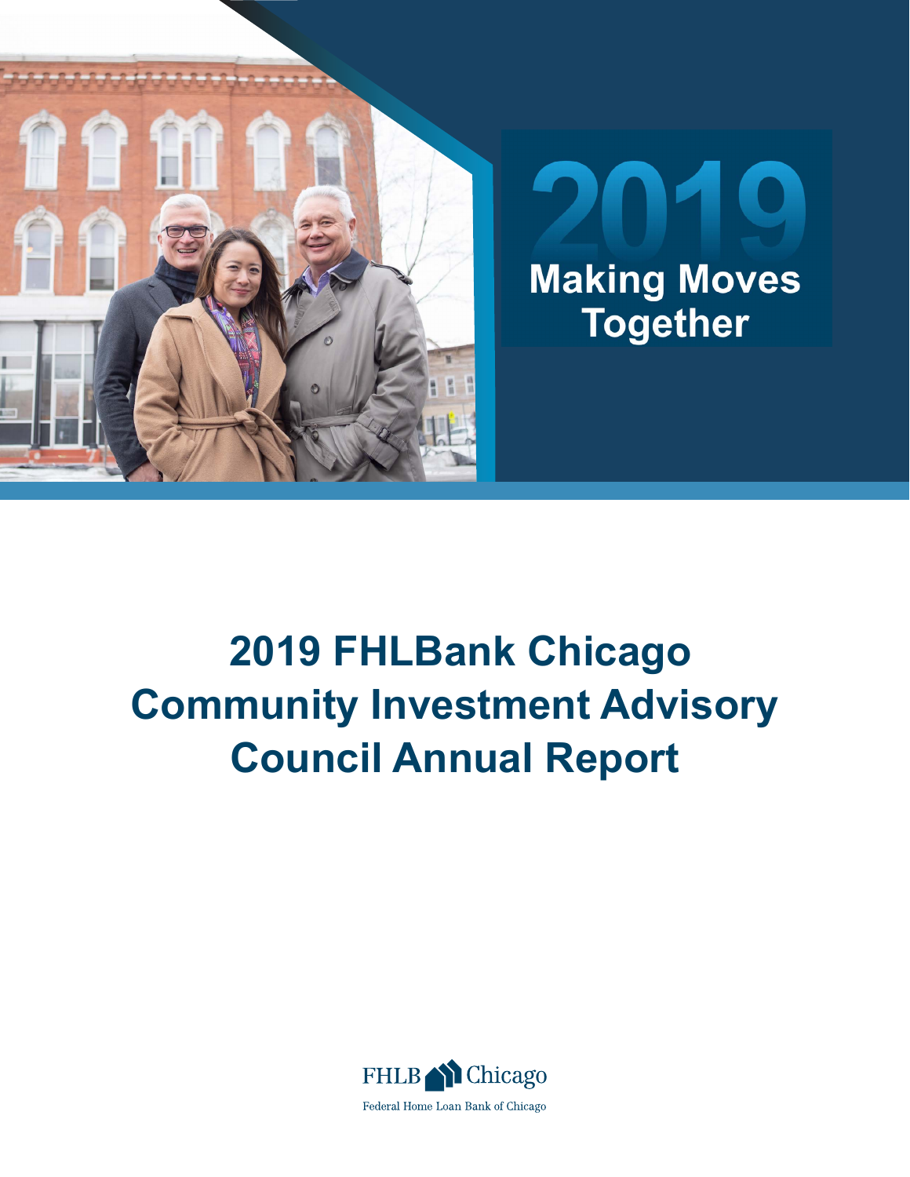2019

Making Moves Together

# 2019 FHLBank Chicago Community Investment Advisory Council Annual Report

FHLB Chicago

Federal Home Loan Bank of Chicago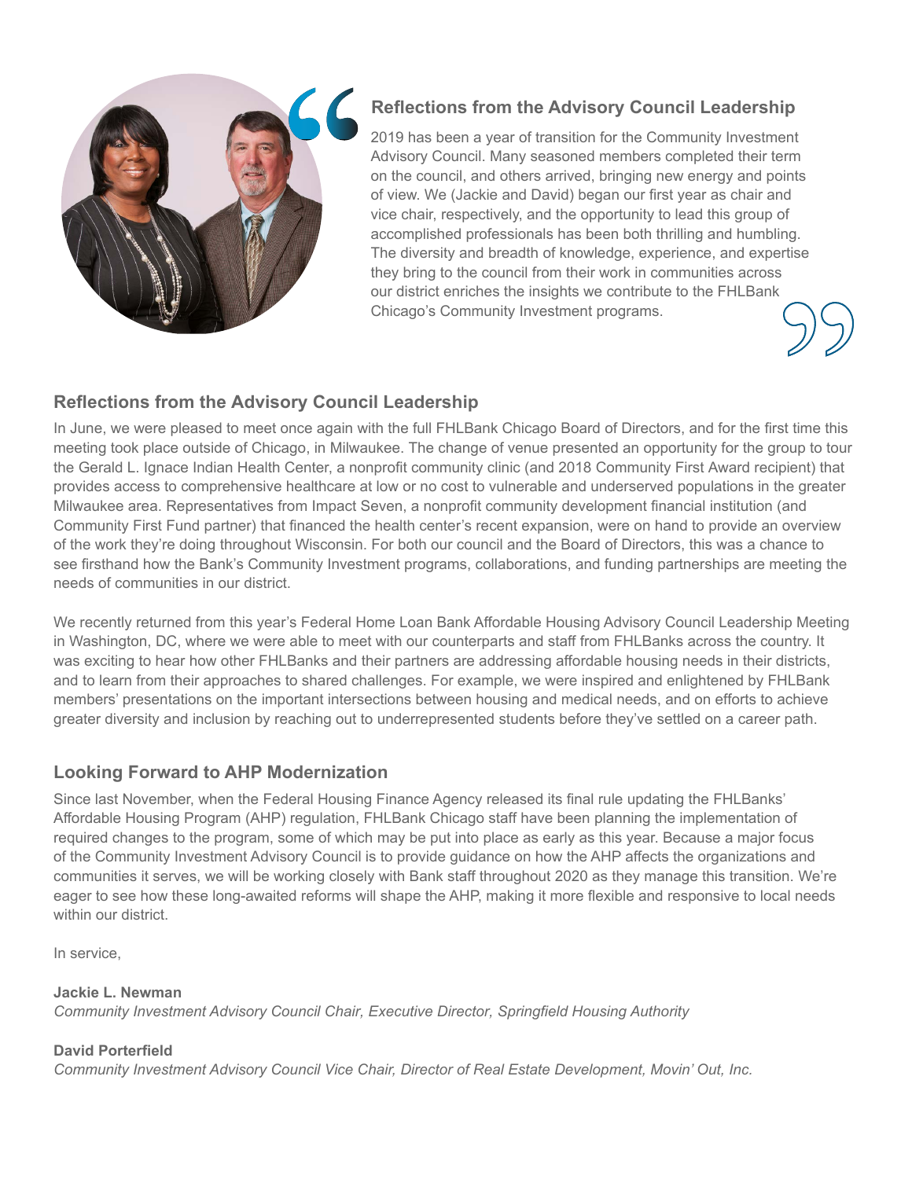## Reflections from the Advisory Council Leadership

2019 has been a year of transition for the Community Investment Advisory Council. Many seasoned members completed their term on the council, and others arrived, bringing new energy and points of view. We (Jackie and David) began our first year as chair and vice chair, respectively, and the opportunity to lead this group of accomplished professionals has been both thrilling and humbling. The diversity and breadth of knowledge, experience, and expertise they bring to the council from their work in communities across our district enriches the insights we contribute to the FHLBank Chicago's Community Investment programs.

## Reflections from the Advisory Council Leadership

In June, we were pleased to meet once again with the full FHLBank Chicago Board of Directors, and for the first time this meeting took place outside of Chicago, in Milwaukee. The change of venue presented an opportunity for the group to tour the Gerald L. Ignace Indian Health Center, a nonprofit community clinic (and 2018 Community First Award recipient) that provides access to comprehensive healthcare at low or no cost to vulnerable and underserved populations in the greater Milwaukee area. Representatives from Impact Seven, a nonprofit community development financial institution (and Community First Fund partner) that financed the health center's recent expansion, were on hand to provide an overview of the work they're doing throughout Wisconsin. For both our council and the Board of Directors, this was a chance to see firsthand how the Bank's Community Investment programs, collaborations, and funding partnerships are meeting the needs of communities in our district.

We recently returned from this year's Federal Home Loan Bank Affordable Housing Advisory Council Leadership Meeting in Washington, DC, where we were able to meet with our counterparts and staff from FHLBanks across the country. It was exciting to hear how other FHLBanks and their partners are addressing affordable housing needs in their districts, and to learn from their approaches to shared challenges. For example, we were inspired and enlightened by FHLBank members' presentations on the important intersections between housing and medical needs, and on efforts to achieve greater diversity and inclusion by reaching out to underrepresented students before they've settled on a career path.

## Looking Forward to AHP Modernization

Since last November, when the Federal Housing Finance Agency released its final rule updating the FHLBanks' Affordable Housing Program (AHP) regulation, FHLBank Chicago staff have been planning the implementation of required changes to the program, some of which may be put into place as early as this year. Because a major focus of the Community Investment Advisory Council is to provide guidance on how the AHP affects the organizations and communities it serves, we will be working closely with Bank staff throughout 2020 as they manage this transition. We're eager to see how these long-awaited reforms will shape the AHP, making it more flexible and responsive to local needs within our district.

In service,

**Jackie L. Newman**
*Community Investment Advisory Council Chair, Executive Director, Springfield Housing Authority*

**David Porterfield**
*Community Investment Advisory Council Vice Chair, Director of Real Estate Development, Movin' Out, Inc.*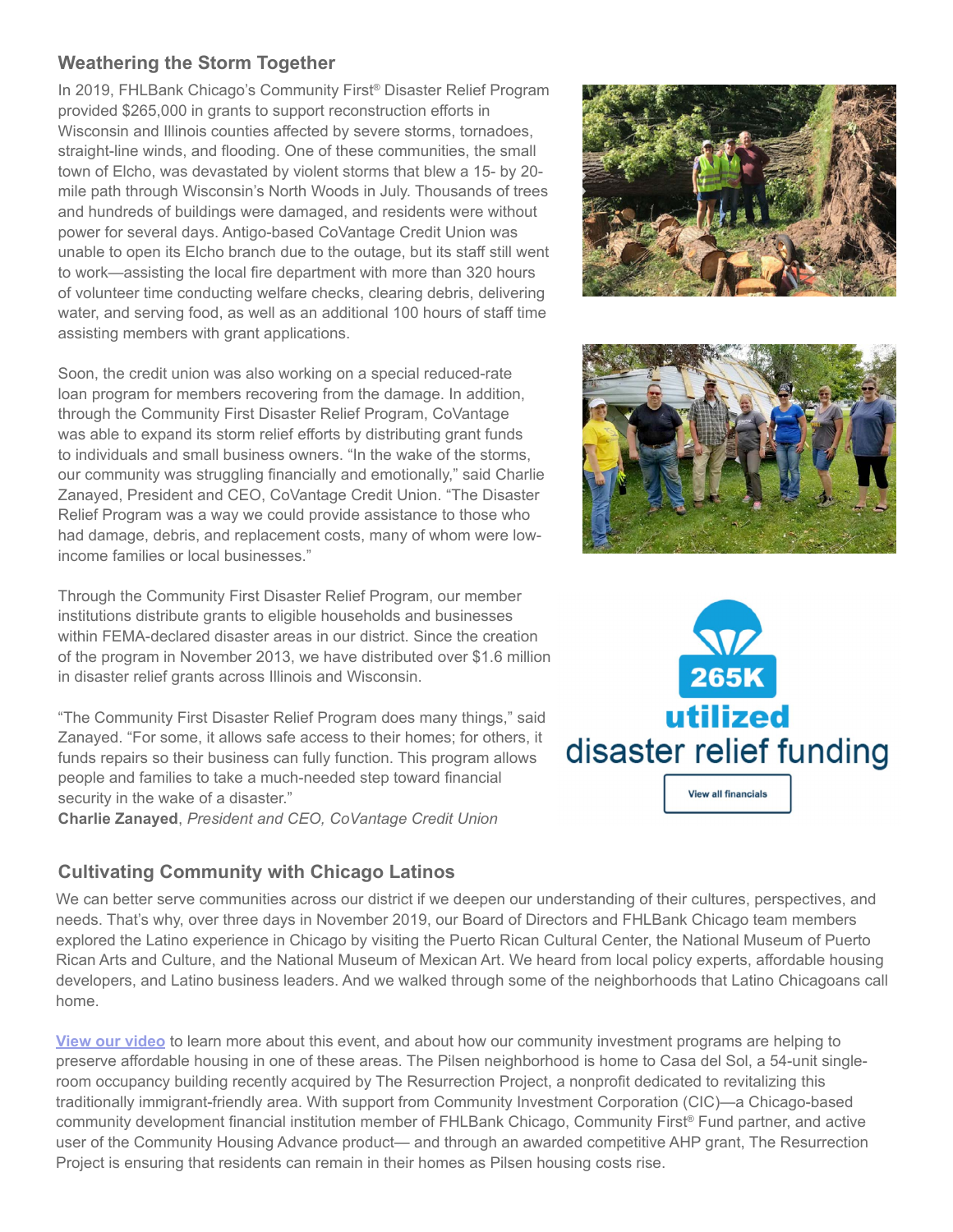## Weathering the Storm Together

In 2019, FHLBank Chicago's Community First® Disaster Relief Program provided $265,000 in grants to support reconstruction efforts in Wisconsin and Illinois counties affected by severe storms, tornadoes, straight-line winds, and flooding. One of these communities, the small town of Elcho, was devastated by violent storms that blew a 15- by 20-mile path through Wisconsin's North Woods in July. Thousands of trees and hundreds of buildings were damaged, and residents were without power for several days. Antigo-based CoVantage Credit Union was unable to open its Elcho branch due to the outage, but its staff still went to work—assisting the local fire department with more than 320 hours of volunteer time conducting welfare checks, clearing debris, delivering water, and serving food, as well as an additional 100 hours of staff time assisting members with grant applications.

Soon, the credit union was also working on a special reduced-rate loan program for members recovering from the damage. In addition, through the Community First Disaster Relief Program, CoVantage was able to expand its storm relief efforts by distributing grant funds to individuals and small business owners. "In the wake of the storms, our community was struggling financially and emotionally," said Charlie Zanayed, President and CEO, CoVantage Credit Union. "The Disaster Relief Program was a way we could provide assistance to those who had damage, debris, and replacement costs, many of whom were low-income families or local businesses."

Through the Community First Disaster Relief Program, our member institutions distribute grants to eligible households and businesses within FEMA-declared disaster areas in our district. Since the creation of the program in November 2013, we have distributed over $1.6 million in disaster relief grants across Illinois and Wisconsin.

"The Community First Disaster Relief Program does many things," said Zanayed. "For some, it allows safe access to their homes; for others, it funds repairs so their business can fully function. This program allows people and families to take a much-needed step toward financial security in the wake of a disaster."
**Charlie Zanayed**, *President and CEO, CoVantage Credit Union*

265K
utilized
disaster relief funding

View all financials

## Cultivating Community with Chicago Latinos

We can better serve communities across our district if we deepen our understanding of their cultures, perspectives, and needs. That's why, over three days in November 2019, our Board of Directors and FHLBank Chicago team members explored the Latino experience in Chicago by visiting the Puerto Rican Cultural Center, the National Museum of Puerto Rican Arts and Culture, and the National Museum of Mexican Art. We heard from local policy experts, affordable housing developers, and Latino business leaders. And we walked through some of the neighborhoods that Latino Chicagoans call home.

View our video to learn more about this event, and about how our community investment programs are helping to preserve affordable housing in one of these areas. The Pilsen neighborhood is home to Casa del Sol, a 54-unit single-room occupancy building recently acquired by The Resurrection Project, a nonprofit dedicated to revitalizing this traditionally immigrant-friendly area. With support from Community Investment Corporation (CIC)—a Chicago-based community development financial institution member of FHLBank Chicago, Community First® Fund partner, and active user of the Community Housing Advance product— and through an awarded competitive AHP grant, The Resurrection Project is ensuring that residents can remain in their homes as Pilsen housing costs rise.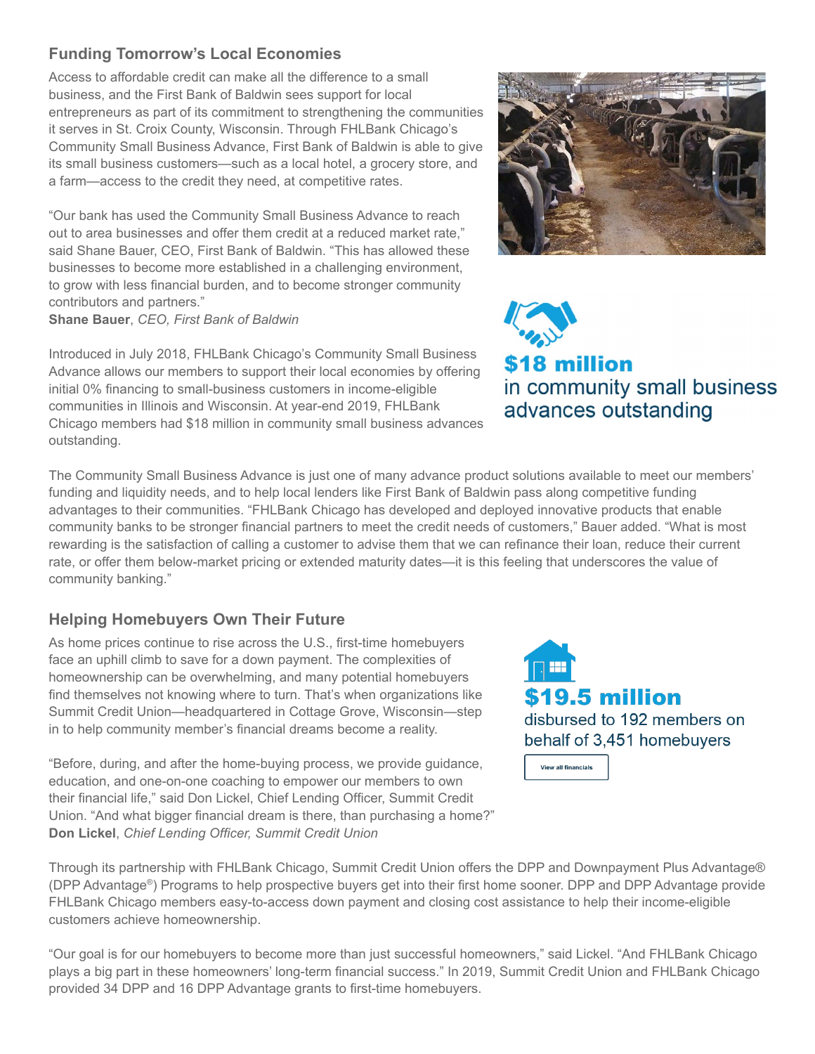## Funding Tomorrow's Local Economies

Access to affordable credit can make all the difference to a small business, and the First Bank of Baldwin sees support for local entrepreneurs as part of its commitment to strengthening the communities it serves in St. Croix County, Wisconsin. Through FHLBank Chicago's Community Small Business Advance, First Bank of Baldwin is able to give its small business customers—such as a local hotel, a grocery store, and a farm—access to the credit they need, at competitive rates.

"Our bank has used the Community Small Business Advance to reach out to area businesses and offer them credit at a reduced market rate," said Shane Bauer, CEO, First Bank of Baldwin. "This has allowed these businesses to become more established in a challenging environment, to grow with less financial burden, and to become stronger community contributors and partners."
**Shane Bauer**, *CEO, First Bank of Baldwin*

Introduced in July 2018, FHLBank Chicago's Community Small Business Advance allows our members to support their local economies by offering initial 0% financing to small-business customers in income-eligible communities in Illinois and Wisconsin. At year-end 2019, FHLBank Chicago members had $18 million in community small business advances outstanding.

**$18 million**
in community small business advances outstanding

The Community Small Business Advance is just one of many advance product solutions available to meet our members' funding and liquidity needs, and to help local lenders like First Bank of Baldwin pass along competitive funding advantages to their communities. "FHLBank Chicago has developed and deployed innovative products that enable community banks to be stronger financial partners to meet the credit needs of customers," Bauer added. "What is most rewarding is the satisfaction of calling a customer to advise them that we can refinance their loan, reduce their current rate, or offer them below-market pricing or extended maturity dates—it is this feeling that underscores the value of community banking."

## Helping Homebuyers Own Their Future

As home prices continue to rise across the U.S., first-time homebuyers face an uphill climb to save for a down payment. The complexities of homeownership can be overwhelming, and many potential homebuyers find themselves not knowing where to turn. That's when organizations like Summit Credit Union—headquartered in Cottage Grove, Wisconsin—step in to help community member's financial dreams become a reality.

"Before, during, and after the home-buying process, we provide guidance, education, and one-on-one coaching to empower our members to own their financial life," said Don Lickel, Chief Lending Officer, Summit Credit Union. "And what bigger financial dream is there, than purchasing a home?"
**Don Lickel**, *Chief Lending Officer, Summit Credit Union*

**$19.5 million**
disbursed to 192 members on behalf of 3,451 homebuyers

View all financials

Through its partnership with FHLBank Chicago, Summit Credit Union offers the DPP and Downpayment Plus Advantage® (DPP Advantage®) Programs to help prospective buyers get into their first home sooner. DPP and DPP Advantage provide FHLBank Chicago members easy-to-access down payment and closing cost assistance to help their income-eligible customers achieve homeownership.

"Our goal is for our homebuyers to become more than just successful homeowners," said Lickel. "And FHLBank Chicago plays a big part in these homeowners' long-term financial success." In 2019, Summit Credit Union and FHLBank Chicago provided 34 DPP and 16 DPP Advantage grants to first-time homebuyers.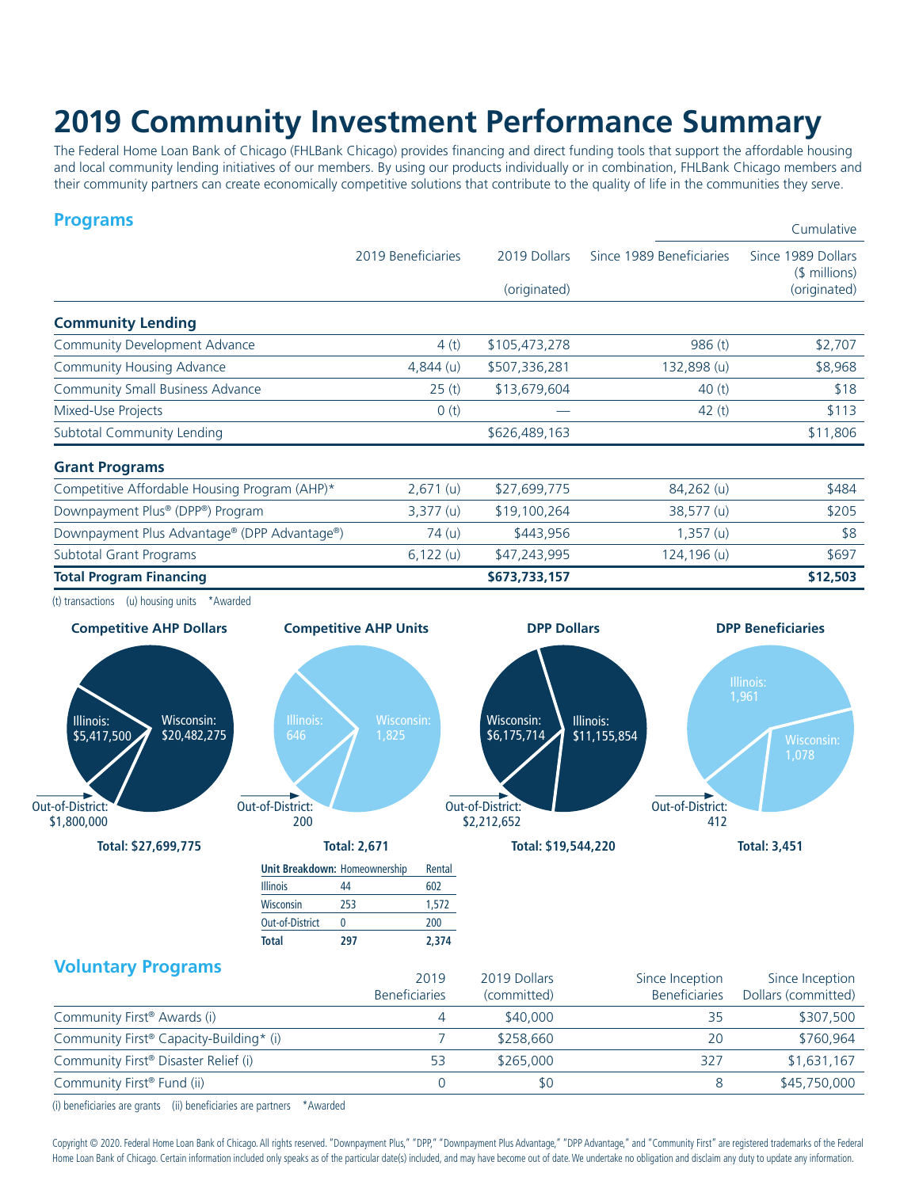# 2019 Community Investment Performance Summary

The Federal Home Loan Bank of Chicago (FHLBank Chicago) provides financing and direct funding tools that support the affordable housing and local community lending initiatives of our members. By using our products individually or in combination, FHLBank Chicago members and their community partners can create economically competitive solutions that contribute to the quality of life in the communities they serve.

## Programs

| | 2019 Beneficiaries | 2019 Dollars (originated) | Cumulative Since 1989 Beneficiaries | Cumulative Since 1989 Dollars ($ millions) (originated) |
|---|---|---|---|---|
| **Community Lending** | | | | |
| Community Development Advance | 4 (t) | $105,473,278 | 986 (t) | $2,707 |
| Community Housing Advance | 4,844 (u) | $507,336,281 | 132,898 (u) | $8,968 |
| Community Small Business Advance | 25 (t) | $13,679,604 | 40 (t) | $18 |
| Mixed-Use Projects | 0 (t) | — | 42 (t) | $113 |
| Subtotal Community Lending | | $626,489,163 | | $11,806 |
| **Grant Programs** | | | | |
| Competitive Affordable Housing Program (AHP)* | 2,671 (u) | $27,699,775 | 84,262 (u) | $484 |
| Downpayment Plus® (DPP®) Program | 3,377 (u) | $19,100,264 | 38,577 (u) | $205 |
| Downpayment Plus Advantage® (DPP Advantage®) | 74 (u) | $443,956 | 1,357 (u) | $8 |
| Subtotal Grant Programs | 6,122 (u) | $47,243,995 | 124,196 (u) | $697 |
| **Total Program Financing** | | **$673,733,157** | | **$12,503** |

(t) transactions (u) housing units *Awarded

**Competitive AHP Dollars**

Illinois: $5,417,500; Wisconsin: $20,482,275; Out-of-District: $1,800,000

**Total: $27,699,775**

**Competitive AHP Units**

Illinois: 646; Wisconsin: 1,825; Out-of-District: 200

**Total: 2,671**

| Unit Breakdown: | Homeownership | Rental |
|---|---|---|
| Illinois | 44 | 602 |
| Wisconsin | 253 | 1,572 |
| Out-of-District | 0 | 200 |
| **Total** | **297** | **2,374** |

**DPP Dollars**

Wisconsin: $6,175,714; Illinois: $11,155,854; Out-of-District: $2,212,652

**Total: $19,544,220**

**DPP Beneficiaries**

Illinois: 1,961; Wisconsin: 1,078; Out-of-District: 412

**Total: 3,451**

## Voluntary Programs

| | 2019 Beneficiaries | 2019 Dollars (committed) | Since Inception Beneficiaries | Since Inception Dollars (committed) |
|---|---|---|---|---|
| Community First® Awards (i) | 4 | $40,000 | 35 | $307,500 |
| Community First® Capacity-Building* (i) | 7 | $258,660 | 20 | $760,964 |
| Community First® Disaster Relief (i) | 53 | $265,000 | 327 | $1,631,167 |
| Community First® Fund (ii) | 0 | $0 | 8 | $45,750,000 |

(i) beneficiaries are grants (ii) beneficiaries are partners *Awarded

Copyright © 2020. Federal Home Loan Bank of Chicago. All rights reserved. "Downpayment Plus," "DPP," "Downpayment Plus Advantage," "DPP Advantage," and "Community First" are registered trademarks of the Federal Home Loan Bank of Chicago. Certain information included only speaks as of the particular date(s) included, and may have become out of date. We undertake no obligation and disclaim any duty to update any information.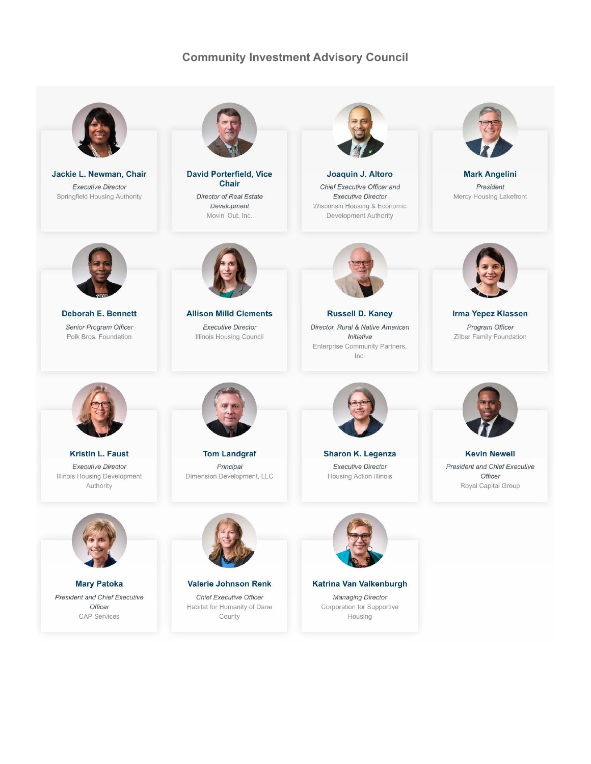## Community Investment Advisory Council

**Jackie L. Newman, Chair**
*Executive Director*
Springfield Housing Authority

**David Porterfield, Vice Chair**
*Director of Real Estate Development*
Movin' Out, Inc.

**Joaquin J. Altoro**
*Chief Executive Officer and Executive Director*
Wisconsin Housing & Economic Development Authority

**Mark Angelini**
*President*
Mercy Housing Lakefront

**Deborah E. Bennett**
*Senior Program Officer*
Polk Bros. Foundation

**Allison Milld Clements**
*Executive Director*
Illinois Housing Council

**Russell D. Kaney**
*Director, Rural & Native American Initiative*
Enterprise Community Partners, Inc.

**Irma Yepez Klassen**
*Program Officer*
Zilber Family Foundation

**Kristin L. Faust**
*Executive Director*
Illinois Housing Development Authority

**Tom Landgraf**
*Principal*
Dimension Development, LLC

**Sharon K. Legenza**
*Executive Director*
Housing Action Illinois

**Kevin Newell**
*President and Chief Executive Officer*
Royal Capital Group

**Mary Patoka**
*President and Chief Executive Officer*
CAP Services

**Valerie Johnson Renk**
*Chief Executive Officer*
Habitat for Humanity of Dane County

**Katrina Van Valkenburgh**
*Managing Director*
Corporation for Supportive Housing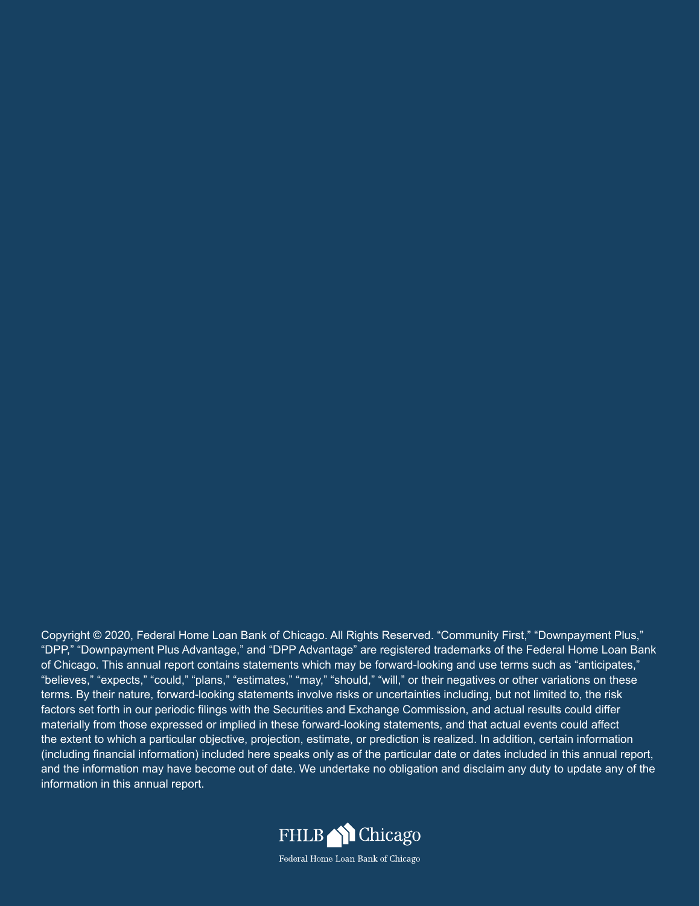Copyright © 2020, Federal Home Loan Bank of Chicago. All Rights Reserved. “Community First,” “Downpayment Plus,” “DPP,” “Downpayment Plus Advantage,” and “DPP Advantage” are registered trademarks of the Federal Home Loan Bank of Chicago. This annual report contains statements which may be forward-looking and use terms such as “anticipates,” “believes,” “expects,” “could,” “plans,” “estimates,” “may,” “should,” “will,” or their negatives or other variations on these terms. By their nature, forward-looking statements involve risks or uncertainties including, but not limited to, the risk factors set forth in our periodic filings with the Securities and Exchange Commission, and actual results could differ materially from those expressed or implied in these forward-looking statements, and that actual events could affect the extent to which a particular objective, projection, estimate, or prediction is realized. In addition, certain information (including financial information) included here speaks only as of the particular date or dates included in this annual report, and the information may have become out of date. We undertake no obligation and disclaim any duty to update any of the information in this annual report.

FHLB Chicago

Federal Home Loan Bank of Chicago